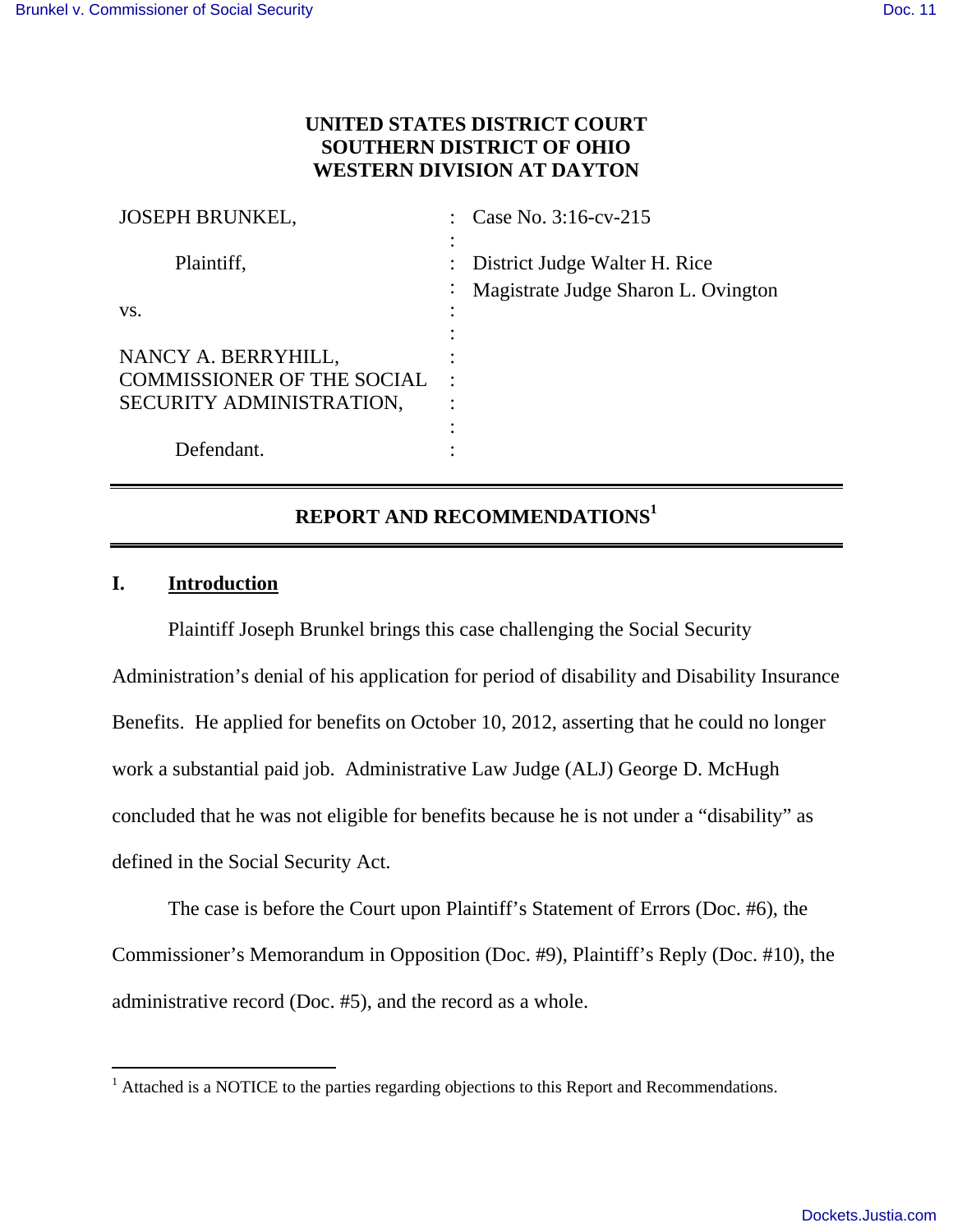**UNITED STATES DISTRICT COURT**
**SOUTHERN DISTRICT OF OHIO**
**WESTERN DIVISION AT DAYTON**

| | | |
|---|---|---|
| JOSEPH BRUNKEL, | : | Case No. 3:16-cv-215 |
| | : | |
| Plaintiff, | : | District Judge Walter H. Rice |
| | : | Magistrate Judge Sharon L. Ovington |
| vs. | : | |
| | : | |
| NANCY A. BERRYHILL, | : | |
| COMMISSIONER OF THE SOCIAL | : | |
| SECURITY ADMINISTRATION, | : | |
| | : | |
| Defendant. | : | |

## REPORT AND RECOMMENDATIONS[1]

## I. Introduction

Plaintiff Joseph Brunkel brings this case challenging the Social Security Administration's denial of his application for period of disability and Disability Insurance Benefits. He applied for benefits on October 10, 2012, asserting that he could no longer work a substantial paid job. Administrative Law Judge (ALJ) George D. McHugh concluded that he was not eligible for benefits because he is not under a "disability" as defined in the Social Security Act.

The case is before the Court upon Plaintiff's Statement of Errors (Doc. #6), the Commissioner's Memorandum in Opposition (Doc. #9), Plaintiff's Reply (Doc. #10), the administrative record (Doc. #5), and the record as a whole.

[1] Attached is a NOTICE to the parties regarding objections to this Report and Recommendations.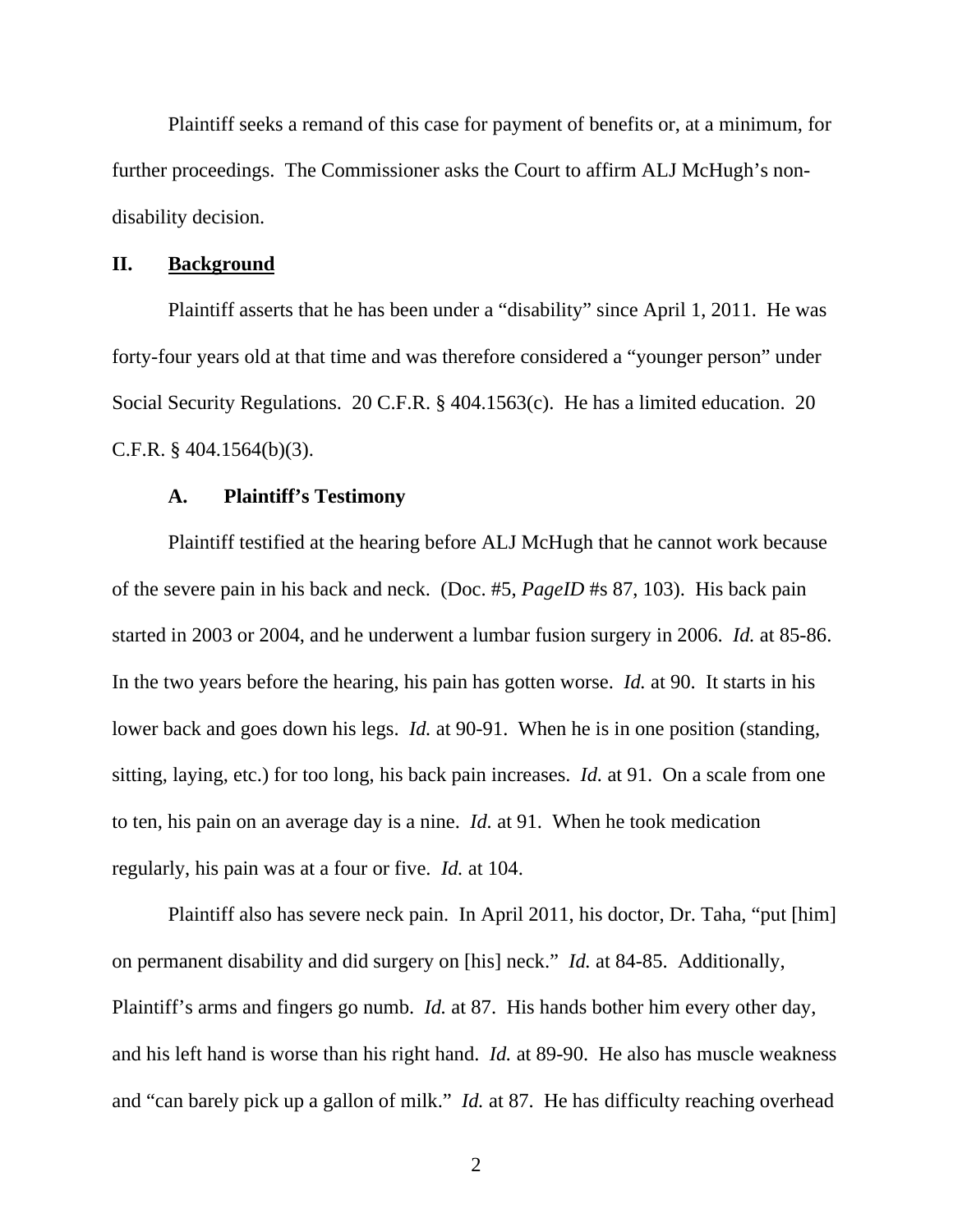Plaintiff seeks a remand of this case for payment of benefits or, at a minimum, for further proceedings. The Commissioner asks the Court to affirm ALJ McHugh's non-disability decision.

## II. <u>Background</u>

Plaintiff asserts that he has been under a "disability" since April 1, 2011. He was forty-four years old at that time and was therefore considered a "younger person" under Social Security Regulations. 20 C.F.R. § 404.1563(c). He has a limited education. 20 C.F.R. § 404.1564(b)(3).

### A. Plaintiff's Testimony

Plaintiff testified at the hearing before ALJ McHugh that he cannot work because of the severe pain in his back and neck. (Doc. #5, *PageID* #s 87, 103). His back pain started in 2003 or 2004, and he underwent a lumbar fusion surgery in 2006. *Id.* at 85-86. In the two years before the hearing, his pain has gotten worse. *Id.* at 90. It starts in his lower back and goes down his legs. *Id.* at 90-91. When he is in one position (standing, sitting, laying, etc.) for too long, his back pain increases. *Id.* at 91. On a scale from one to ten, his pain on an average day is a nine. *Id.* at 91. When he took medication regularly, his pain was at a four or five. *Id.* at 104.

Plaintiff also has severe neck pain. In April 2011, his doctor, Dr. Taha, "put [him] on permanent disability and did surgery on [his] neck." *Id.* at 84-85. Additionally, Plaintiff's arms and fingers go numb. *Id.* at 87. His hands bother him every other day, and his left hand is worse than his right hand. *Id.* at 89-90. He also has muscle weakness and "can barely pick up a gallon of milk." *Id.* at 87. He has difficulty reaching overhead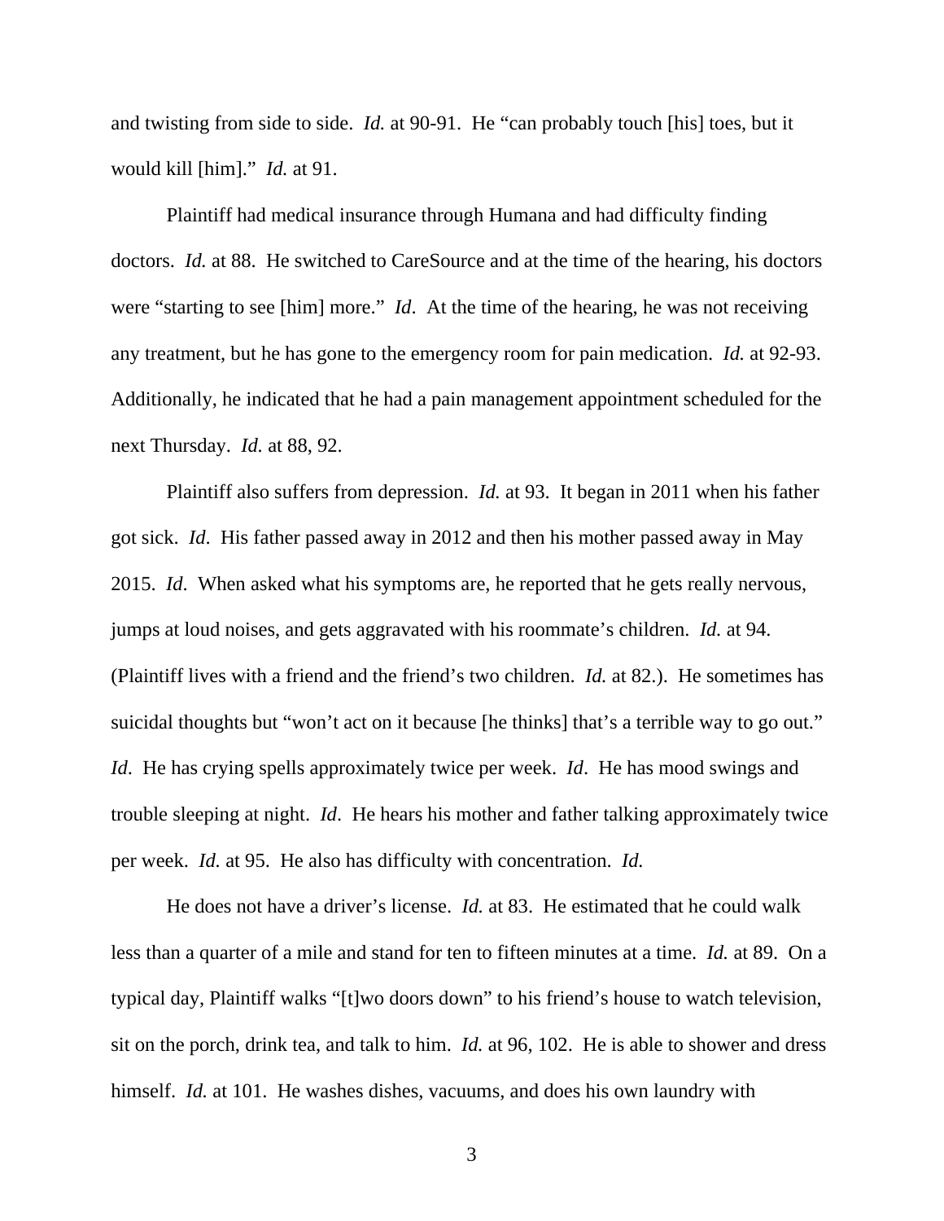and twisting from side to side. *Id.* at 90-91. He "can probably touch [his] toes, but it would kill [him]." *Id.* at 91.

Plaintiff had medical insurance through Humana and had difficulty finding doctors. *Id.* at 88. He switched to CareSource and at the time of the hearing, his doctors were "starting to see [him] more." *Id*. At the time of the hearing, he was not receiving any treatment, but he has gone to the emergency room for pain medication. *Id.* at 92-93. Additionally, he indicated that he had a pain management appointment scheduled for the next Thursday. *Id.* at 88, 92.

Plaintiff also suffers from depression. *Id.* at 93. It began in 2011 when his father got sick. *Id*. His father passed away in 2012 and then his mother passed away in May 2015. *Id*. When asked what his symptoms are, he reported that he gets really nervous, jumps at loud noises, and gets aggravated with his roommate's children. *Id.* at 94. (Plaintiff lives with a friend and the friend's two children. *Id.* at 82.). He sometimes has suicidal thoughts but "won't act on it because [he thinks] that's a terrible way to go out." *Id*. He has crying spells approximately twice per week. *Id*. He has mood swings and trouble sleeping at night. *Id*. He hears his mother and father talking approximately twice per week. *Id.* at 95. He also has difficulty with concentration. *Id.*

He does not have a driver's license. *Id.* at 83. He estimated that he could walk less than a quarter of a mile and stand for ten to fifteen minutes at a time. *Id.* at 89. On a typical day, Plaintiff walks "[t]wo doors down" to his friend's house to watch television, sit on the porch, drink tea, and talk to him. *Id.* at 96, 102. He is able to shower and dress himself. *Id.* at 101. He washes dishes, vacuums, and does his own laundry with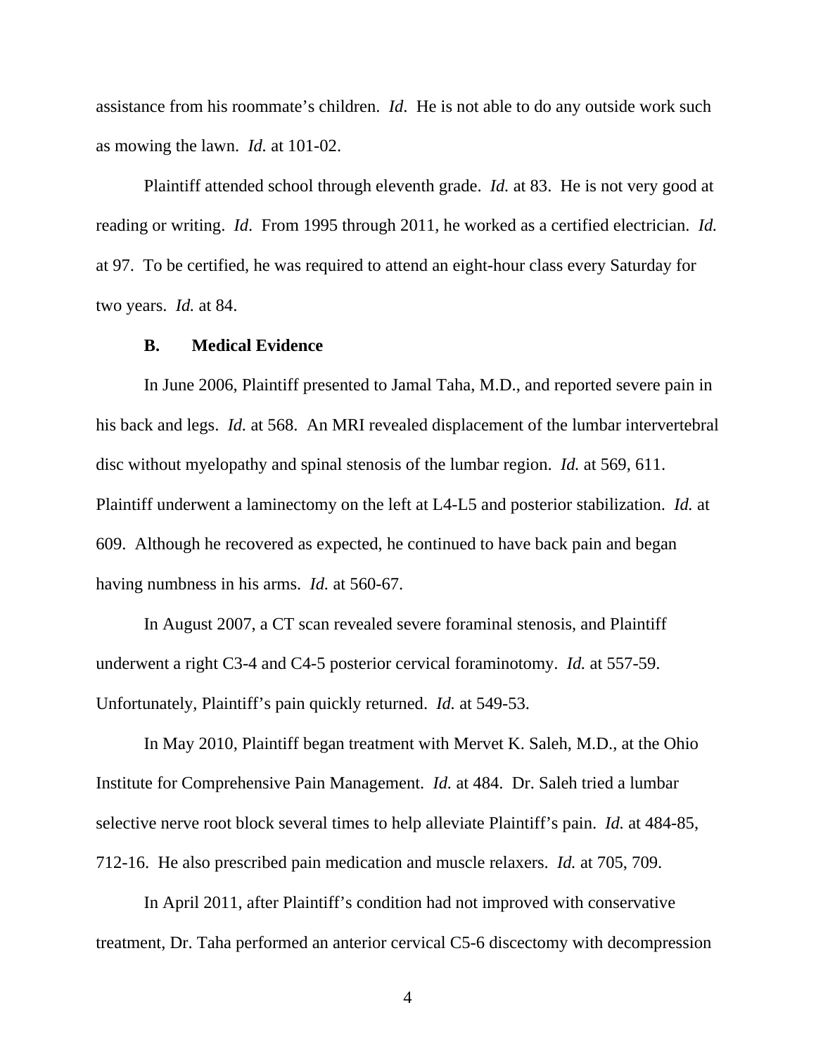assistance from his roommate's children. *Id*. He is not able to do any outside work such as mowing the lawn. *Id.* at 101-02.

Plaintiff attended school through eleventh grade. *Id.* at 83. He is not very good at reading or writing. *Id*. From 1995 through 2011, he worked as a certified electrician. *Id.* at 97. To be certified, he was required to attend an eight-hour class every Saturday for two years. *Id.* at 84.

### B. Medical Evidence

In June 2006, Plaintiff presented to Jamal Taha, M.D., and reported severe pain in his back and legs. *Id.* at 568. An MRI revealed displacement of the lumbar intervertebral disc without myelopathy and spinal stenosis of the lumbar region. *Id.* at 569, 611. Plaintiff underwent a laminectomy on the left at L4-L5 and posterior stabilization. *Id.* at 609. Although he recovered as expected, he continued to have back pain and began having numbness in his arms. *Id.* at 560-67.

In August 2007, a CT scan revealed severe foraminal stenosis, and Plaintiff underwent a right C3-4 and C4-5 posterior cervical foraminotomy. *Id.* at 557-59. Unfortunately, Plaintiff's pain quickly returned. *Id.* at 549-53.

In May 2010, Plaintiff began treatment with Mervet K. Saleh, M.D., at the Ohio Institute for Comprehensive Pain Management. *Id.* at 484. Dr. Saleh tried a lumbar selective nerve root block several times to help alleviate Plaintiff's pain. *Id.* at 484-85, 712-16. He also prescribed pain medication and muscle relaxers. *Id.* at 705, 709.

In April 2011, after Plaintiff's condition had not improved with conservative treatment, Dr. Taha performed an anterior cervical C5-6 discectomy with decompression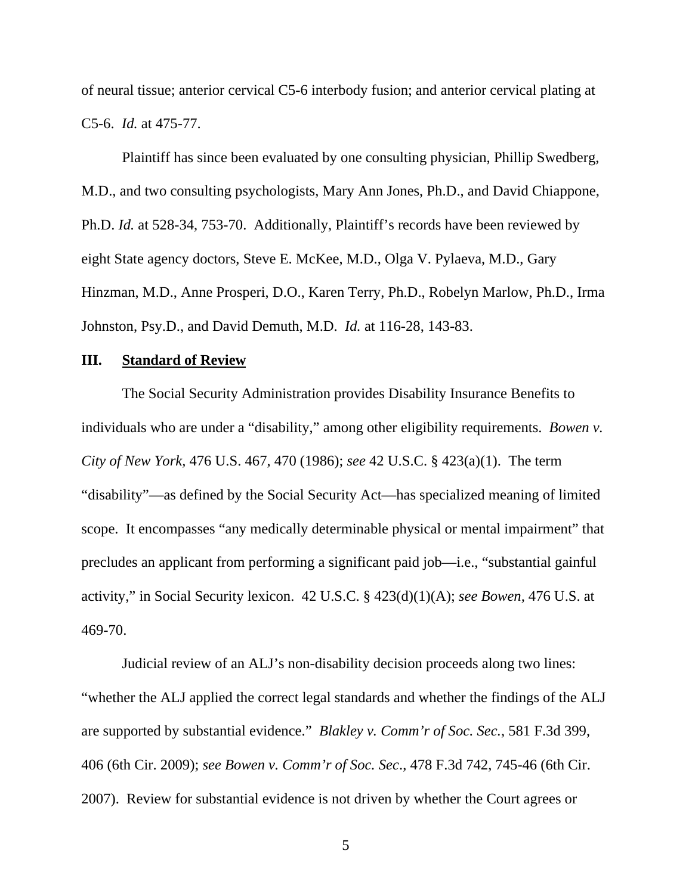of neural tissue; anterior cervical C5-6 interbody fusion; and anterior cervical plating at C5-6. *Id.* at 475-77.

Plaintiff has since been evaluated by one consulting physician, Phillip Swedberg, M.D., and two consulting psychologists, Mary Ann Jones, Ph.D., and David Chiappone, Ph.D. *Id.* at 528-34, 753-70. Additionally, Plaintiff's records have been reviewed by eight State agency doctors, Steve E. McKee, M.D., Olga V. Pylaeva, M.D., Gary Hinzman, M.D., Anne Prosperi, D.O., Karen Terry, Ph.D., Robelyn Marlow, Ph.D., Irma Johnston, Psy.D., and David Demuth, M.D. *Id.* at 116-28, 143-83.

## III. Standard of Review

The Social Security Administration provides Disability Insurance Benefits to individuals who are under a "disability," among other eligibility requirements. *Bowen v. City of New York*, 476 U.S. 467, 470 (1986); *see* 42 U.S.C. § 423(a)(1). The term "disability"—as defined by the Social Security Act—has specialized meaning of limited scope. It encompasses "any medically determinable physical or mental impairment" that precludes an applicant from performing a significant paid job—i.e., "substantial gainful activity," in Social Security lexicon. 42 U.S.C. § 423(d)(1)(A); *see Bowen*, 476 U.S. at 469-70.

Judicial review of an ALJ's non-disability decision proceeds along two lines: "whether the ALJ applied the correct legal standards and whether the findings of the ALJ are supported by substantial evidence." *Blakley v. Comm'r of Soc. Sec.*, 581 F.3d 399, 406 (6th Cir. 2009); *see Bowen v. Comm'r of Soc. Sec.*, 478 F.3d 742, 745-46 (6th Cir. 2007). Review for substantial evidence is not driven by whether the Court agrees or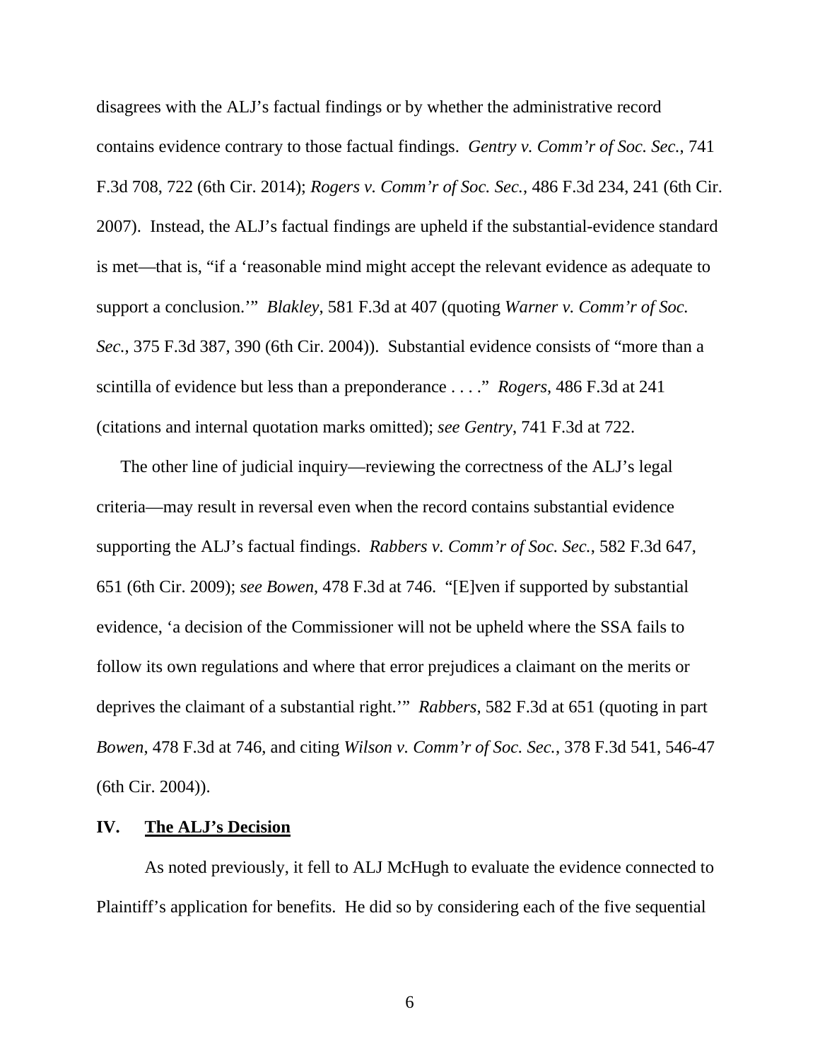disagrees with the ALJ's factual findings or by whether the administrative record contains evidence contrary to those factual findings. *Gentry v. Comm'r of Soc. Sec.*, 741 F.3d 708, 722 (6th Cir. 2014); *Rogers v. Comm'r of Soc. Sec.*, 486 F.3d 234, 241 (6th Cir. 2007). Instead, the ALJ's factual findings are upheld if the substantial-evidence standard is met—that is, "if a 'reasonable mind might accept the relevant evidence as adequate to support a conclusion.'" *Blakley*, 581 F.3d at 407 (quoting *Warner v. Comm'r of Soc. Sec.*, 375 F.3d 387, 390 (6th Cir. 2004)). Substantial evidence consists of "more than a scintilla of evidence but less than a preponderance . . . ." *Rogers*, 486 F.3d at 241 (citations and internal quotation marks omitted); *see Gentry*, 741 F.3d at 722.

The other line of judicial inquiry—reviewing the correctness of the ALJ's legal criteria—may result in reversal even when the record contains substantial evidence supporting the ALJ's factual findings. *Rabbers v. Comm'r of Soc. Sec.*, 582 F.3d 647, 651 (6th Cir. 2009); *see Bowen*, 478 F.3d at 746. "[E]ven if supported by substantial evidence, 'a decision of the Commissioner will not be upheld where the SSA fails to follow its own regulations and where that error prejudices a claimant on the merits or deprives the claimant of a substantial right.'" *Rabbers*, 582 F.3d at 651 (quoting in part *Bowen*, 478 F.3d at 746, and citing *Wilson v. Comm'r of Soc. Sec.*, 378 F.3d 541, 546-47 (6th Cir. 2004)).

## IV. The ALJ's Decision

As noted previously, it fell to ALJ McHugh to evaluate the evidence connected to Plaintiff's application for benefits. He did so by considering each of the five sequential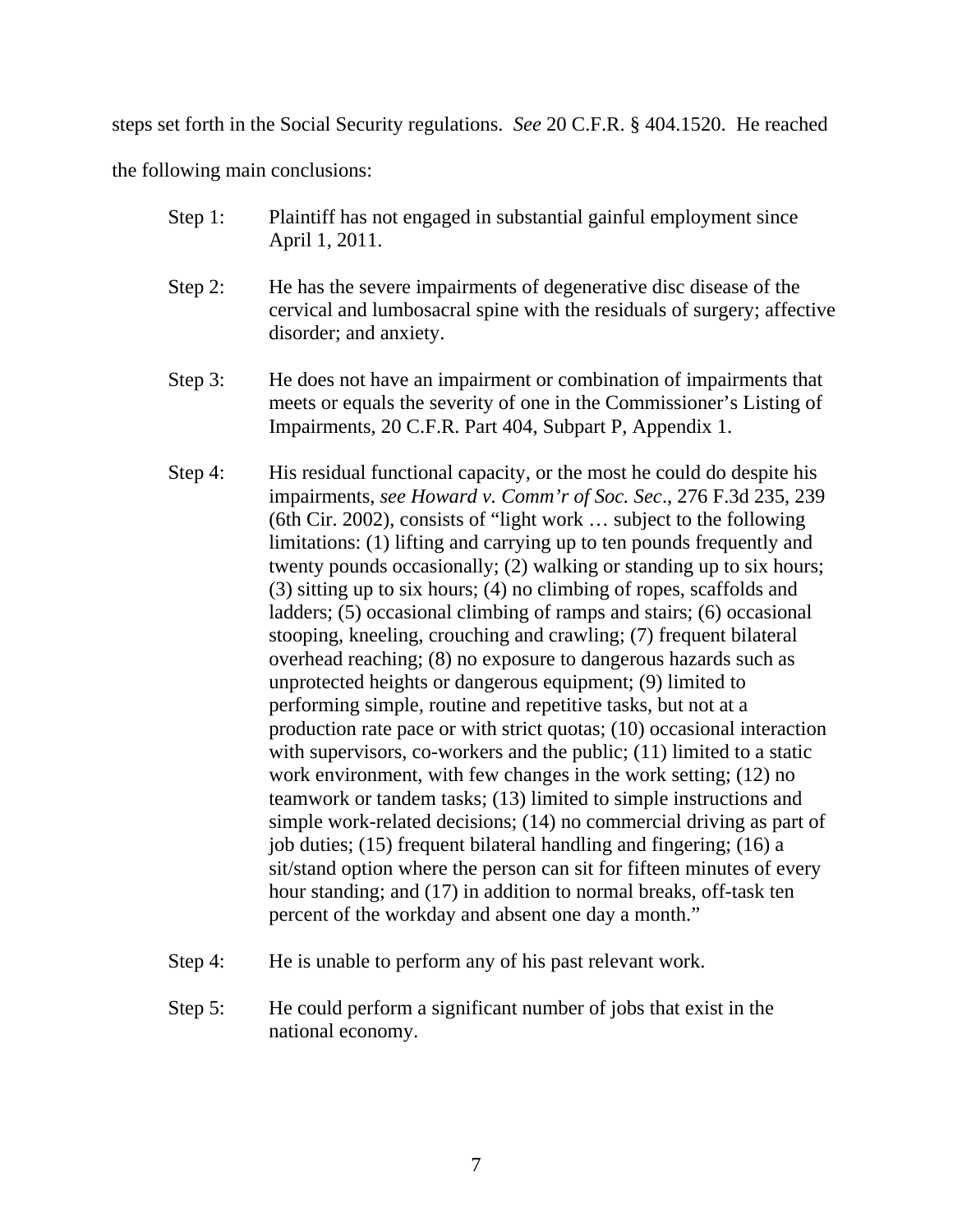steps set forth in the Social Security regulations. *See* 20 C.F.R. § 404.1520. He reached the following main conclusions:

Step 1: Plaintiff has not engaged in substantial gainful employment since April 1, 2011.

Step 2: He has the severe impairments of degenerative disc disease of the cervical and lumbosacral spine with the residuals of surgery; affective disorder; and anxiety.

Step 3: He does not have an impairment or combination of impairments that meets or equals the severity of one in the Commissioner's Listing of Impairments, 20 C.F.R. Part 404, Subpart P, Appendix 1.

Step 4: His residual functional capacity, or the most he could do despite his impairments, *see Howard v. Comm'r of Soc. Sec*., 276 F.3d 235, 239 (6th Cir. 2002), consists of "light work … subject to the following limitations: (1) lifting and carrying up to ten pounds frequently and twenty pounds occasionally; (2) walking or standing up to six hours; (3) sitting up to six hours; (4) no climbing of ropes, scaffolds and ladders; (5) occasional climbing of ramps and stairs; (6) occasional stooping, kneeling, crouching and crawling; (7) frequent bilateral overhead reaching; (8) no exposure to dangerous hazards such as unprotected heights or dangerous equipment; (9) limited to performing simple, routine and repetitive tasks, but not at a production rate pace or with strict quotas; (10) occasional interaction with supervisors, co-workers and the public; (11) limited to a static work environment, with few changes in the work setting; (12) no teamwork or tandem tasks; (13) limited to simple instructions and simple work-related decisions; (14) no commercial driving as part of job duties; (15) frequent bilateral handling and fingering; (16) a sit/stand option where the person can sit for fifteen minutes of every hour standing; and (17) in addition to normal breaks, off-task ten percent of the workday and absent one day a month."

Step 4: He is unable to perform any of his past relevant work.

Step 5: He could perform a significant number of jobs that exist in the national economy.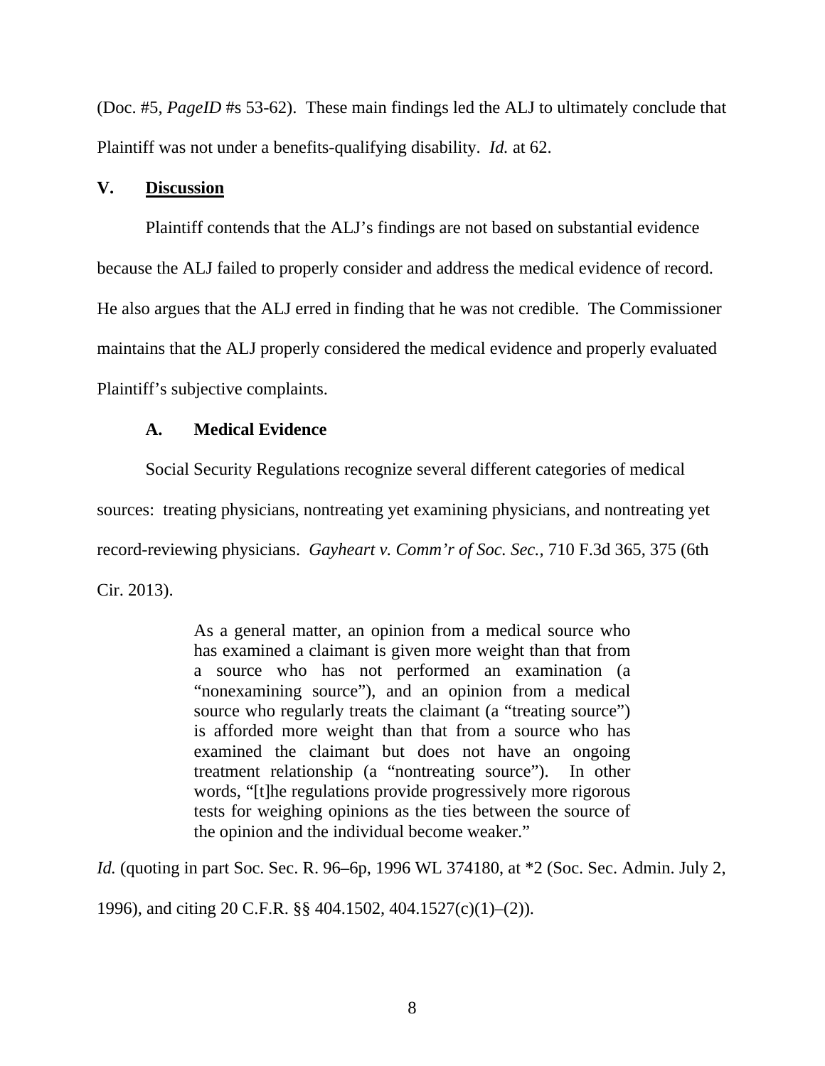(Doc. #5, *PageID* #s 53-62). These main findings led the ALJ to ultimately conclude that Plaintiff was not under a benefits-qualifying disability. *Id.* at 62.

## V. Discussion

Plaintiff contends that the ALJ's findings are not based on substantial evidence because the ALJ failed to properly consider and address the medical evidence of record. He also argues that the ALJ erred in finding that he was not credible. The Commissioner maintains that the ALJ properly considered the medical evidence and properly evaluated Plaintiff's subjective complaints.

### A. Medical Evidence

Social Security Regulations recognize several different categories of medical sources: treating physicians, nontreating yet examining physicians, and nontreating yet record-reviewing physicians. *Gayheart v. Comm'r of Soc. Sec.*, 710 F.3d 365, 375 (6th Cir. 2013).

> As a general matter, an opinion from a medical source who has examined a claimant is given more weight than that from a source who has not performed an examination (a "nonexamining source"), and an opinion from a medical source who regularly treats the claimant (a "treating source") is afforded more weight than that from a source who has examined the claimant but does not have an ongoing treatment relationship (a "nontreating source"). In other words, "[t]he regulations provide progressively more rigorous tests for weighing opinions as the ties between the source of the opinion and the individual become weaker."

*Id.* (quoting in part Soc. Sec. R. 96–6p, 1996 WL 374180, at *2 (Soc. Sec. Admin. July 2, 1996), and citing 20 C.F.R. §§ 404.1502, 404.1527(c)(1)–(2)).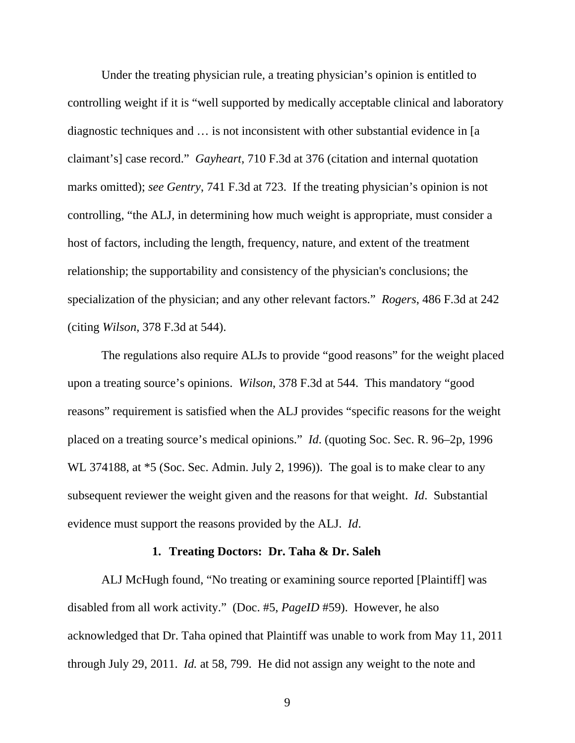Under the treating physician rule, a treating physician's opinion is entitled to controlling weight if it is "well supported by medically acceptable clinical and laboratory diagnostic techniques and … is not inconsistent with other substantial evidence in [a claimant's] case record." *Gayheart*, 710 F.3d at 376 (citation and internal quotation marks omitted); *see Gentry*, 741 F.3d at 723. If the treating physician's opinion is not controlling, "the ALJ, in determining how much weight is appropriate, must consider a host of factors, including the length, frequency, nature, and extent of the treatment relationship; the supportability and consistency of the physician's conclusions; the specialization of the physician; and any other relevant factors." *Rogers*, 486 F.3d at 242 (citing *Wilson*, 378 F.3d at 544).

The regulations also require ALJs to provide "good reasons" for the weight placed upon a treating source's opinions. *Wilson*, 378 F.3d at 544. This mandatory "good reasons" requirement is satisfied when the ALJ provides "specific reasons for the weight placed on a treating source's medical opinions." *Id*. (quoting Soc. Sec. R. 96–2p, 1996 WL 374188, at *5 (Soc. Sec. Admin. July 2, 1996)). The goal is to make clear to any subsequent reviewer the weight given and the reasons for that weight. *Id*. Substantial evidence must support the reasons provided by the ALJ. *Id*.

**1. Treating Doctors: Dr. Taha & Dr. Saleh**

ALJ McHugh found, "No treating or examining source reported [Plaintiff] was disabled from all work activity." (Doc. #5, *PageID* #59). However, he also acknowledged that Dr. Taha opined that Plaintiff was unable to work from May 11, 2011 through July 29, 2011. *Id.* at 58, 799. He did not assign any weight to the note and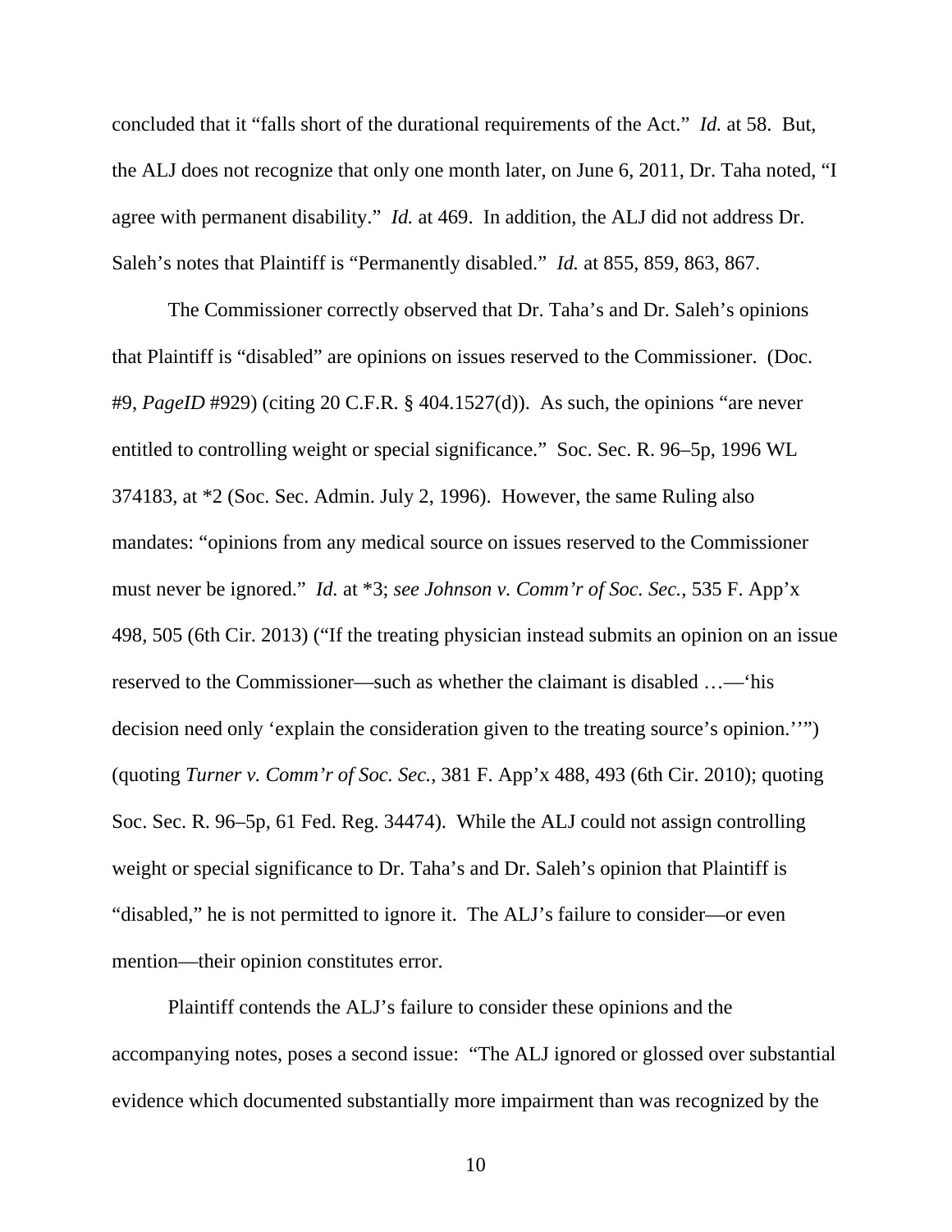concluded that it "falls short of the durational requirements of the Act." *Id.* at 58. But, the ALJ does not recognize that only one month later, on June 6, 2011, Dr. Taha noted, "I agree with permanent disability." *Id.* at 469. In addition, the ALJ did not address Dr. Saleh's notes that Plaintiff is "Permanently disabled." *Id.* at 855, 859, 863, 867.

The Commissioner correctly observed that Dr. Taha's and Dr. Saleh's opinions that Plaintiff is "disabled" are opinions on issues reserved to the Commissioner. (Doc. #9, *PageID* #929) (citing 20 C.F.R. § 404.1527(d)). As such, the opinions "are never entitled to controlling weight or special significance." Soc. Sec. R. 96–5p, 1996 WL 374183, at *2 (Soc. Sec. Admin. July 2, 1996). However, the same Ruling also mandates: "opinions from any medical source on issues reserved to the Commissioner must never be ignored." *Id.* at *3; *see Johnson v. Comm'r of Soc. Sec.*, 535 F. App'x 498, 505 (6th Cir. 2013) ("If the treating physician instead submits an opinion on an issue reserved to the Commissioner—such as whether the claimant is disabled …—'his decision need only 'explain the consideration given to the treating source's opinion.''") (quoting *Turner v. Comm'r of Soc. Sec.*, 381 F. App'x 488, 493 (6th Cir. 2010); quoting Soc. Sec. R. 96–5p, 61 Fed. Reg. 34474). While the ALJ could not assign controlling weight or special significance to Dr. Taha's and Dr. Saleh's opinion that Plaintiff is "disabled," he is not permitted to ignore it. The ALJ's failure to consider—or even mention—their opinion constitutes error.

Plaintiff contends the ALJ's failure to consider these opinions and the accompanying notes, poses a second issue: "The ALJ ignored or glossed over substantial evidence which documented substantially more impairment than was recognized by the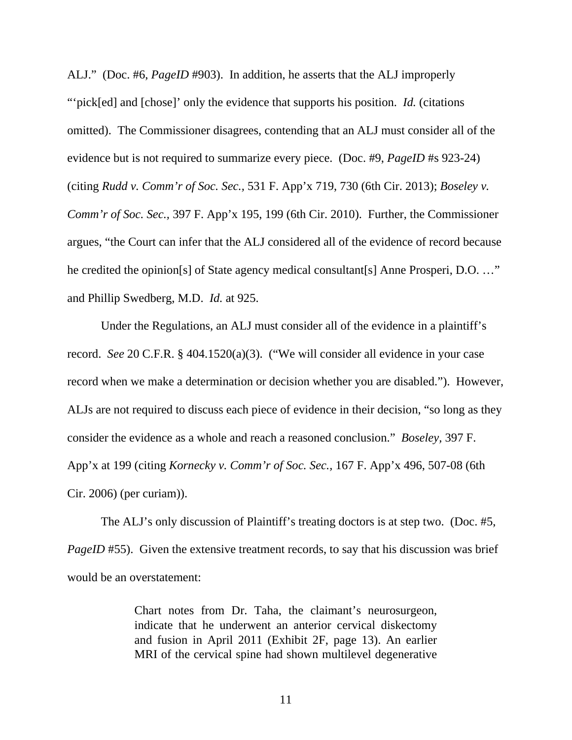ALJ." (Doc. #6, *PageID* #903). In addition, he asserts that the ALJ improperly "'pick[ed] and [chose]' only the evidence that supports his position. *Id.* (citations omitted). The Commissioner disagrees, contending that an ALJ must consider all of the evidence but is not required to summarize every piece. (Doc. #9, *PageID* #s 923-24) (citing *Rudd v. Comm'r of Soc. Sec.*, 531 F. App'x 719, 730 (6th Cir. 2013); *Boseley v. Comm'r of Soc. Sec.*, 397 F. App'x 195, 199 (6th Cir. 2010). Further, the Commissioner argues, "the Court can infer that the ALJ considered all of the evidence of record because he credited the opinion[s] of State agency medical consultant[s] Anne Prosperi, D.O. …" and Phillip Swedberg, M.D. *Id.* at 925.

Under the Regulations, an ALJ must consider all of the evidence in a plaintiff's record. *See* 20 C.F.R. § 404.1520(a)(3). ("We will consider all evidence in your case record when we make a determination or decision whether you are disabled."). However, ALJs are not required to discuss each piece of evidence in their decision, "so long as they consider the evidence as a whole and reach a reasoned conclusion." *Boseley*, 397 F. App'x at 199 (citing *Kornecky v. Comm'r of Soc. Sec.*, 167 F. App'x 496, 507-08 (6th Cir. 2006) (per curiam)).

The ALJ's only discussion of Plaintiff's treating doctors is at step two. (Doc. #5, *PageID* #55). Given the extensive treatment records, to say that his discussion was brief would be an overstatement:

> Chart notes from Dr. Taha, the claimant's neurosurgeon, indicate that he underwent an anterior cervical diskectomy and fusion in April 2011 (Exhibit 2F, page 13). An earlier MRI of the cervical spine had shown multilevel degenerative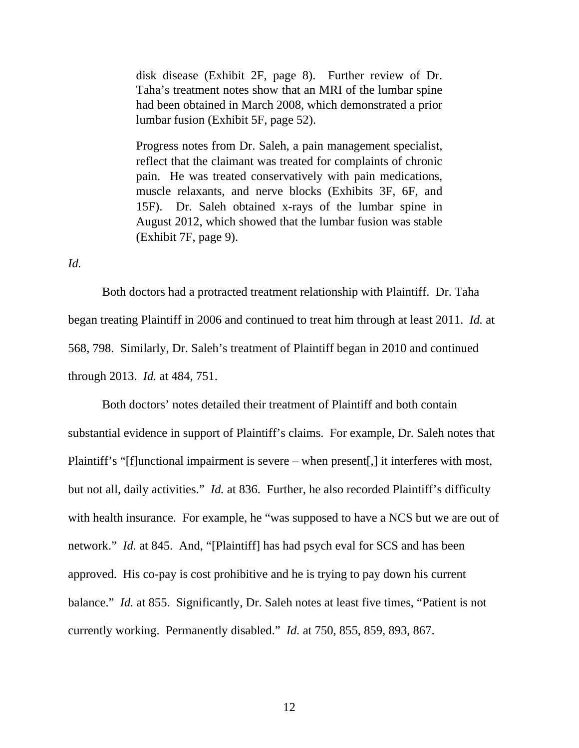> disk disease (Exhibit 2F, page 8). Further review of Dr. Taha's treatment notes show that an MRI of the lumbar spine had been obtained in March 2008, which demonstrated a prior lumbar fusion (Exhibit 5F, page 52).
>
> Progress notes from Dr. Saleh, a pain management specialist, reflect that the claimant was treated for complaints of chronic pain. He was treated conservatively with pain medications, muscle relaxants, and nerve blocks (Exhibits 3F, 6F, and 15F). Dr. Saleh obtained x-rays of the lumbar spine in August 2012, which showed that the lumbar fusion was stable (Exhibit 7F, page 9).

*Id.*

Both doctors had a protracted treatment relationship with Plaintiff. Dr. Taha began treating Plaintiff in 2006 and continued to treat him through at least 2011. *Id.* at 568, 798. Similarly, Dr. Saleh's treatment of Plaintiff began in 2010 and continued through 2013. *Id.* at 484, 751.

Both doctors' notes detailed their treatment of Plaintiff and both contain substantial evidence in support of Plaintiff's claims. For example, Dr. Saleh notes that Plaintiff's "[f]unctional impairment is severe – when present[,] it interferes with most, but not all, daily activities." *Id.* at 836. Further, he also recorded Plaintiff's difficulty with health insurance. For example, he "was supposed to have a NCS but we are out of network." *Id.* at 845. And, "[Plaintiff] has had psych eval for SCS and has been approved. His co-pay is cost prohibitive and he is trying to pay down his current balance." *Id.* at 855. Significantly, Dr. Saleh notes at least five times, "Patient is not currently working. Permanently disabled." *Id.* at 750, 855, 859, 893, 867.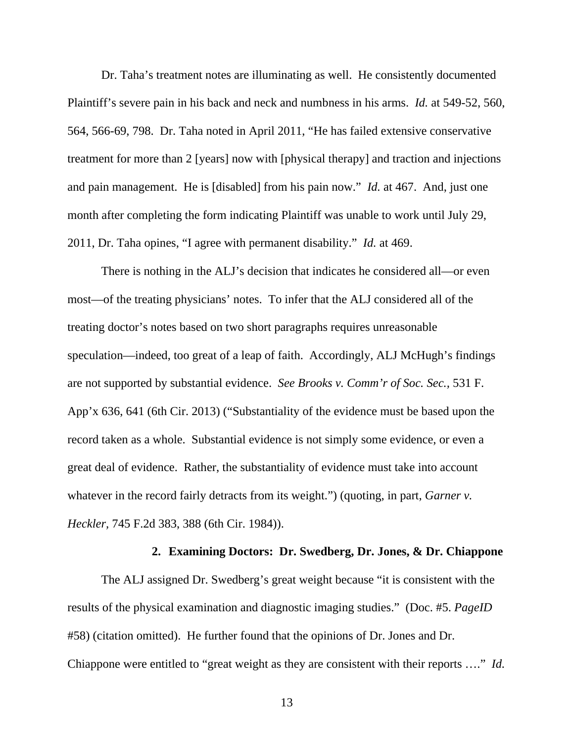Dr. Taha's treatment notes are illuminating as well. He consistently documented Plaintiff's severe pain in his back and neck and numbness in his arms. *Id.* at 549-52, 560, 564, 566-69, 798. Dr. Taha noted in April 2011, "He has failed extensive conservative treatment for more than 2 [years] now with [physical therapy] and traction and injections and pain management. He is [disabled] from his pain now." *Id.* at 467. And, just one month after completing the form indicating Plaintiff was unable to work until July 29, 2011, Dr. Taha opines, "I agree with permanent disability." *Id.* at 469.

There is nothing in the ALJ's decision that indicates he considered all—or even most—of the treating physicians' notes. To infer that the ALJ considered all of the treating doctor's notes based on two short paragraphs requires unreasonable speculation—indeed, too great of a leap of faith. Accordingly, ALJ McHugh's findings are not supported by substantial evidence. *See Brooks v. Comm'r of Soc. Sec.*, 531 F. App'x 636, 641 (6th Cir. 2013) ("Substantiality of the evidence must be based upon the record taken as a whole. Substantial evidence is not simply some evidence, or even a great deal of evidence. Rather, the substantiality of evidence must take into account whatever in the record fairly detracts from its weight.") (quoting, in part, *Garner v. Heckler*, 745 F.2d 383, 388 (6th Cir. 1984)).

### 2. Examining Doctors: Dr. Swedberg, Dr. Jones, & Dr. Chiappone

The ALJ assigned Dr. Swedberg's great weight because "it is consistent with the results of the physical examination and diagnostic imaging studies." (Doc. #5. *PageID* #58) (citation omitted). He further found that the opinions of Dr. Jones and Dr. Chiappone were entitled to "great weight as they are consistent with their reports …." *Id.*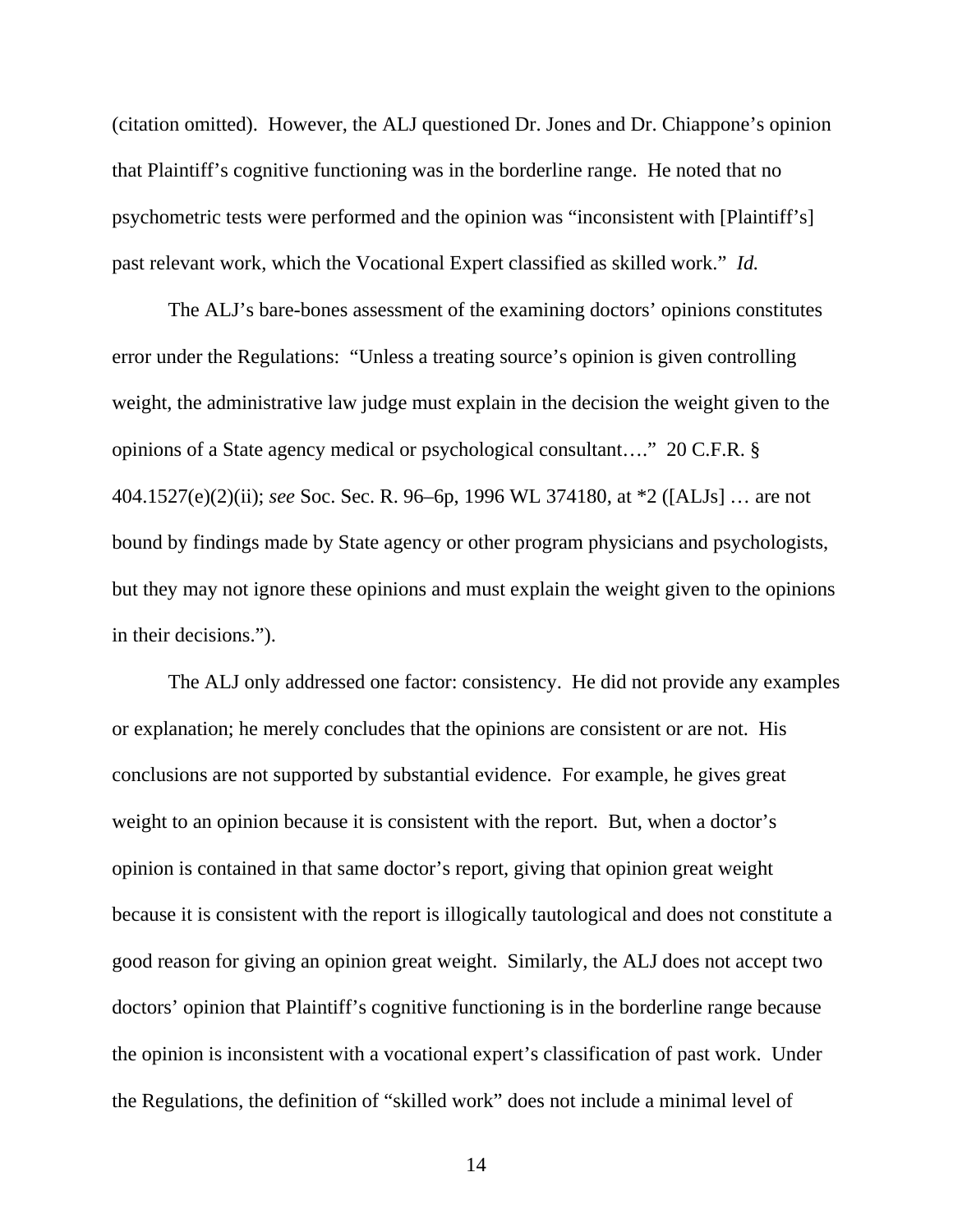(citation omitted). However, the ALJ questioned Dr. Jones and Dr. Chiappone's opinion that Plaintiff's cognitive functioning was in the borderline range. He noted that no psychometric tests were performed and the opinion was "inconsistent with [Plaintiff's] past relevant work, which the Vocational Expert classified as skilled work." *Id.*

The ALJ's bare-bones assessment of the examining doctors' opinions constitutes error under the Regulations: "Unless a treating source's opinion is given controlling weight, the administrative law judge must explain in the decision the weight given to the opinions of a State agency medical or psychological consultant…." 20 C.F.R. § 404.1527(e)(2)(ii); *see* Soc. Sec. R. 96–6p, 1996 WL 374180, at *2 ([ALJs] … are not bound by findings made by State agency or other program physicians and psychologists, but they may not ignore these opinions and must explain the weight given to the opinions in their decisions.").

The ALJ only addressed one factor: consistency. He did not provide any examples or explanation; he merely concludes that the opinions are consistent or are not. His conclusions are not supported by substantial evidence. For example, he gives great weight to an opinion because it is consistent with the report. But, when a doctor's opinion is contained in that same doctor's report, giving that opinion great weight because it is consistent with the report is illogically tautological and does not constitute a good reason for giving an opinion great weight. Similarly, the ALJ does not accept two doctors' opinion that Plaintiff's cognitive functioning is in the borderline range because the opinion is inconsistent with a vocational expert's classification of past work. Under the Regulations, the definition of "skilled work" does not include a minimal level of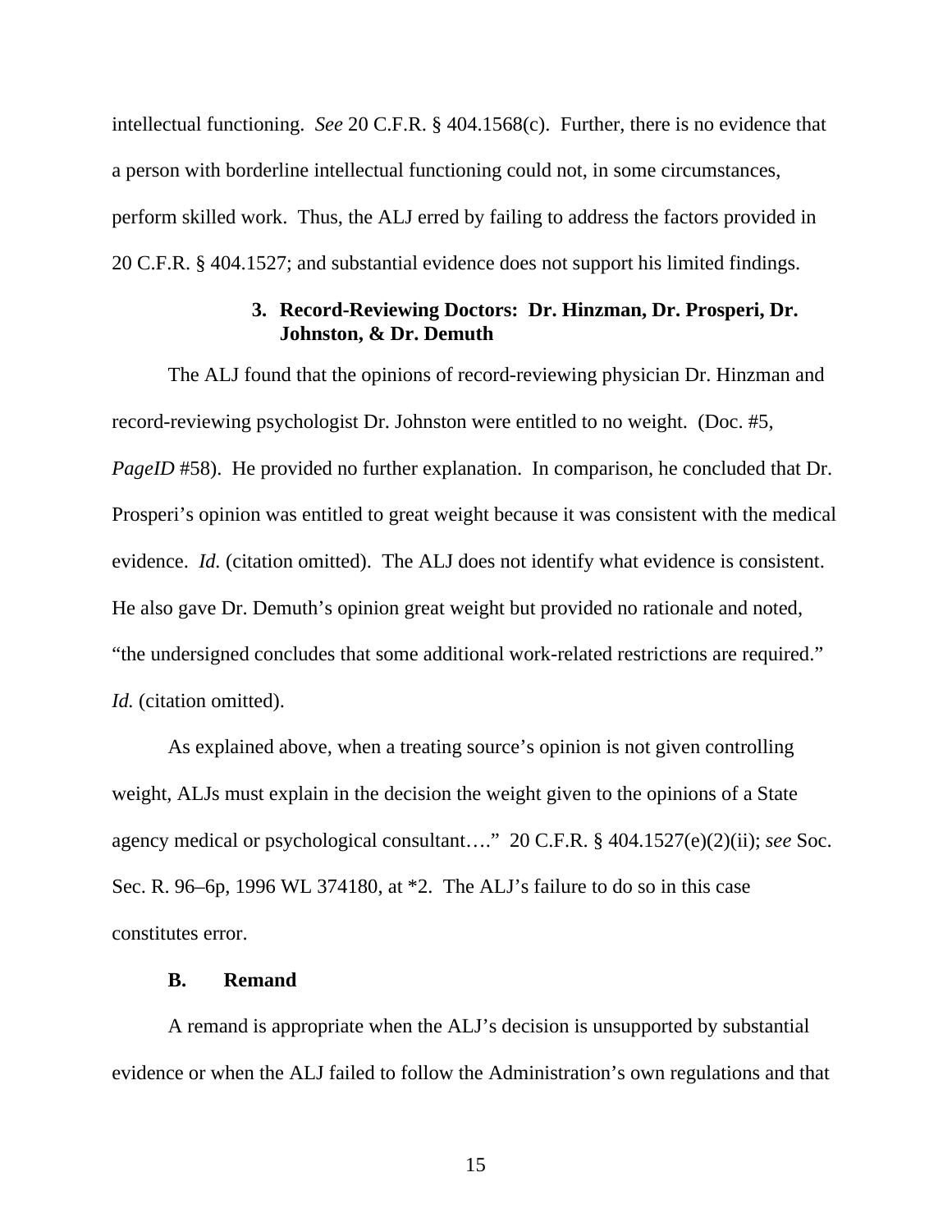intellectual functioning. *See* 20 C.F.R. § 404.1568(c). Further, there is no evidence that a person with borderline intellectual functioning could not, in some circumstances, perform skilled work. Thus, the ALJ erred by failing to address the factors provided in 20 C.F.R. § 404.1527; and substantial evidence does not support his limited findings.

**3. Record-Reviewing Doctors: Dr. Hinzman, Dr. Prosperi, Dr. Johnston, & Dr. Demuth**

The ALJ found that the opinions of record-reviewing physician Dr. Hinzman and record-reviewing psychologist Dr. Johnston were entitled to no weight. (Doc. #5, *PageID* #58). He provided no further explanation. In comparison, he concluded that Dr. Prosperi's opinion was entitled to great weight because it was consistent with the medical evidence. *Id.* (citation omitted). The ALJ does not identify what evidence is consistent. He also gave Dr. Demuth's opinion great weight but provided no rationale and noted, "the undersigned concludes that some additional work-related restrictions are required." *Id.* (citation omitted).

As explained above, when a treating source's opinion is not given controlling weight, ALJs must explain in the decision the weight given to the opinions of a State agency medical or psychological consultant…." 20 C.F.R. § 404.1527(e)(2)(ii); *see* Soc. Sec. R. 96–6p, 1996 WL 374180, at *2. The ALJ's failure to do so in this case constitutes error.

**B. Remand**

A remand is appropriate when the ALJ's decision is unsupported by substantial evidence or when the ALJ failed to follow the Administration's own regulations and that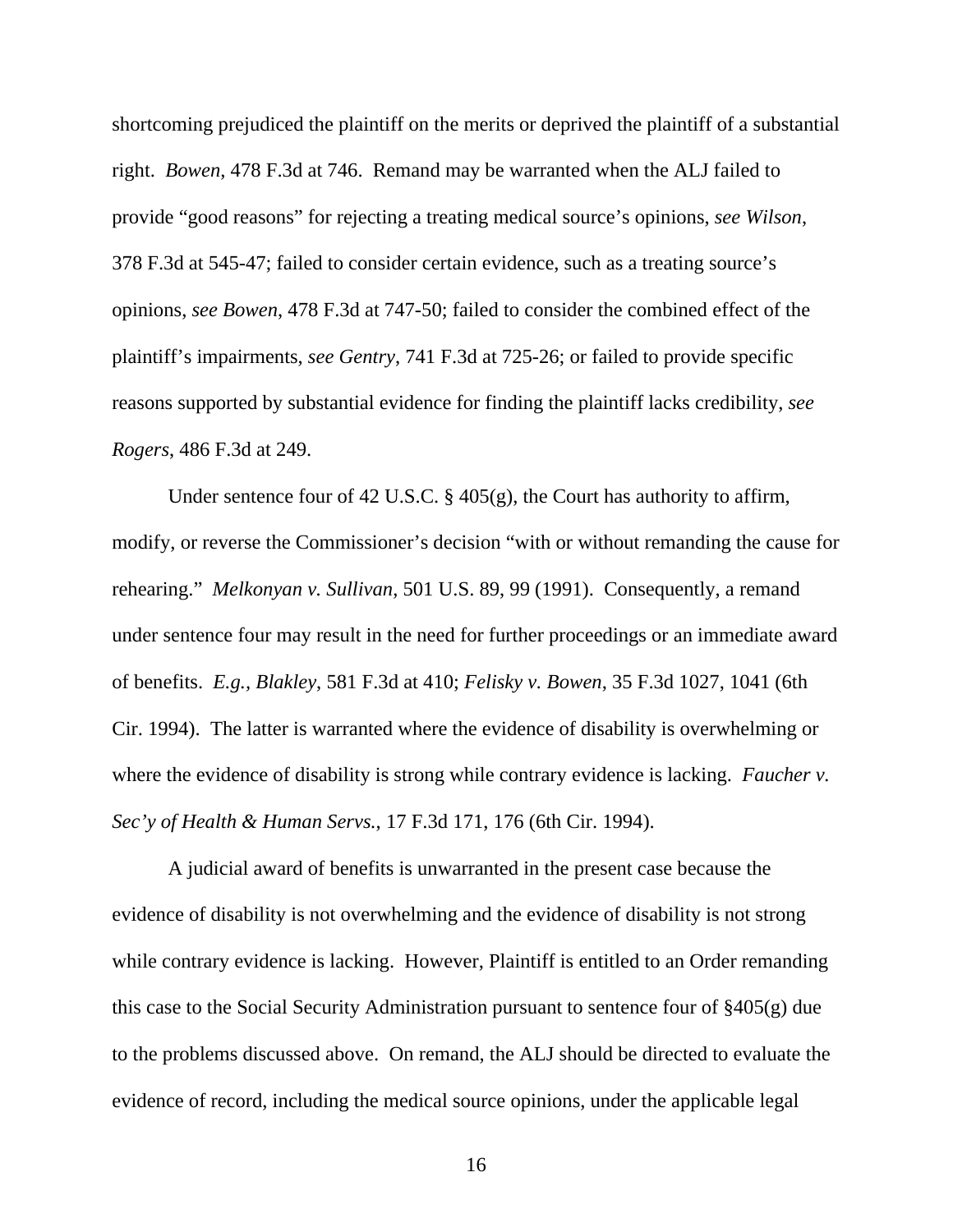shortcoming prejudiced the plaintiff on the merits or deprived the plaintiff of a substantial right. *Bowen*, 478 F.3d at 746. Remand may be warranted when the ALJ failed to provide "good reasons" for rejecting a treating medical source's opinions, *see Wilson*, 378 F.3d at 545-47; failed to consider certain evidence, such as a treating source's opinions, *see Bowen*, 478 F.3d at 747-50; failed to consider the combined effect of the plaintiff's impairments, *see Gentry*, 741 F.3d at 725-26; or failed to provide specific reasons supported by substantial evidence for finding the plaintiff lacks credibility, *see Rogers*, 486 F.3d at 249.

Under sentence four of 42 U.S.C. § 405(g), the Court has authority to affirm, modify, or reverse the Commissioner's decision "with or without remanding the cause for rehearing." *Melkonyan v. Sullivan*, 501 U.S. 89, 99 (1991). Consequently, a remand under sentence four may result in the need for further proceedings or an immediate award of benefits. *E.g., Blakley*, 581 F.3d at 410; *Felisky v. Bowen*, 35 F.3d 1027, 1041 (6th Cir. 1994). The latter is warranted where the evidence of disability is overwhelming or where the evidence of disability is strong while contrary evidence is lacking. *Faucher v. Sec'y of Health & Human Servs.*, 17 F.3d 171, 176 (6th Cir. 1994).

A judicial award of benefits is unwarranted in the present case because the evidence of disability is not overwhelming and the evidence of disability is not strong while contrary evidence is lacking. However, Plaintiff is entitled to an Order remanding this case to the Social Security Administration pursuant to sentence four of §405(g) due to the problems discussed above. On remand, the ALJ should be directed to evaluate the evidence of record, including the medical source opinions, under the applicable legal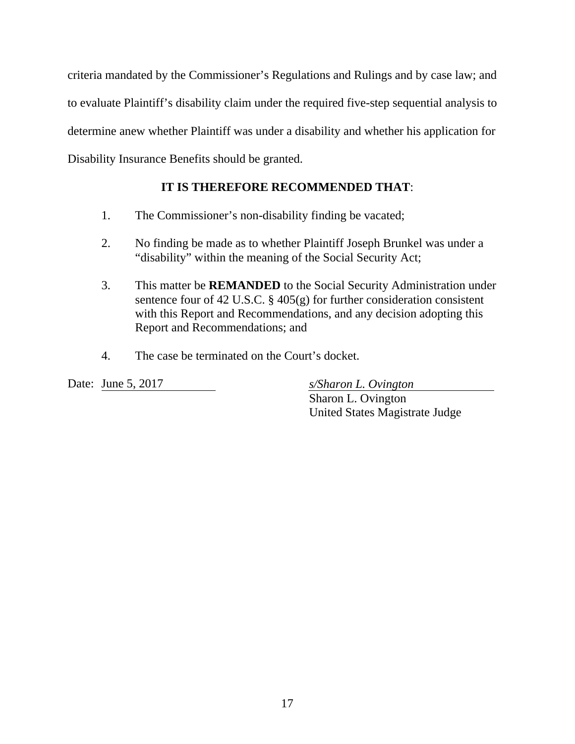criteria mandated by the Commissioner's Regulations and Rulings and by case law; and to evaluate Plaintiff's disability claim under the required five-step sequential analysis to determine anew whether Plaintiff was under a disability and whether his application for Disability Insurance Benefits should be granted.

**IT IS THEREFORE RECOMMENDED THAT**:

1. The Commissioner's non-disability finding be vacated;

2. No finding be made as to whether Plaintiff Joseph Brunkel was under a "disability" within the meaning of the Social Security Act;

3. This matter be **REMANDED** to the Social Security Administration under sentence four of 42 U.S.C. § 405(g) for further consideration consistent with this Report and Recommendations, and any decision adopting this Report and Recommendations; and

4. The case be terminated on the Court's docket.

Date: June 5, 2017

*s/Sharon L. Ovington*
Sharon L. Ovington
United States Magistrate Judge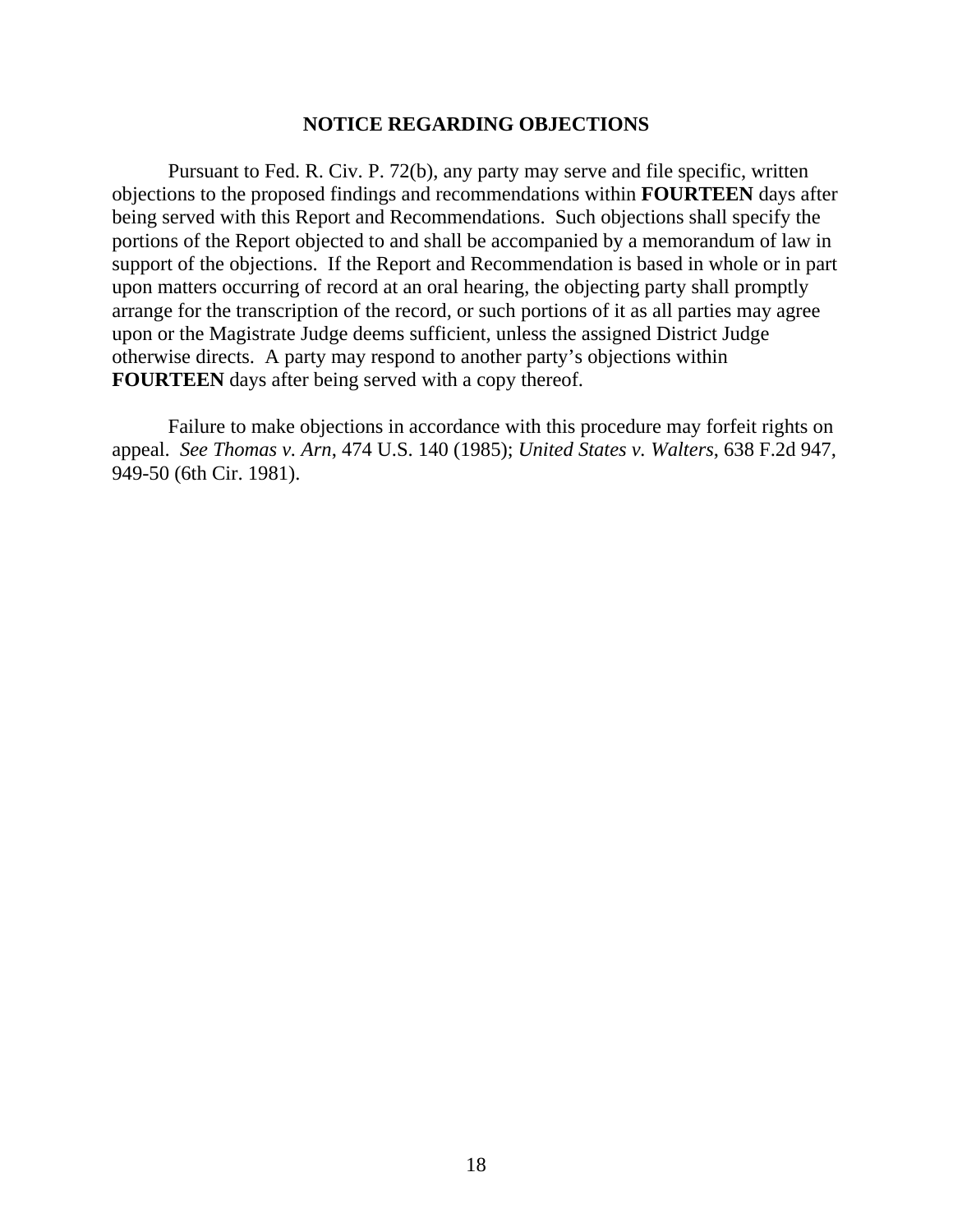## NOTICE REGARDING OBJECTIONS

Pursuant to Fed. R. Civ. P. 72(b), any party may serve and file specific, written objections to the proposed findings and recommendations within **FOURTEEN** days after being served with this Report and Recommendations. Such objections shall specify the portions of the Report objected to and shall be accompanied by a memorandum of law in support of the objections. If the Report and Recommendation is based in whole or in part upon matters occurring of record at an oral hearing, the objecting party shall promptly arrange for the transcription of the record, or such portions of it as all parties may agree upon or the Magistrate Judge deems sufficient, unless the assigned District Judge otherwise directs. A party may respond to another party's objections within **FOURTEEN** days after being served with a copy thereof.

Failure to make objections in accordance with this procedure may forfeit rights on appeal. *See Thomas v. Arn*, 474 U.S. 140 (1985); *United States v. Walters*, 638 F.2d 947, 949-50 (6th Cir. 1981).